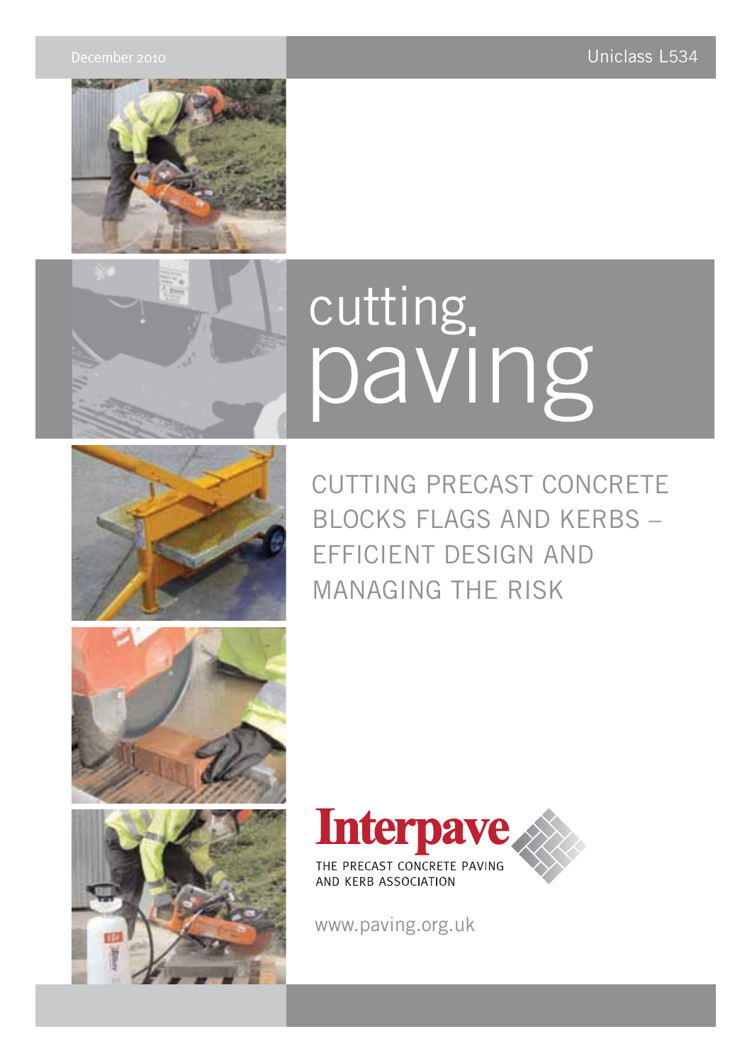December 2010

Uniclass L534

# cutting paving

## CUTTING PRECAST CONCRETE BLOCKS FLAGS AND KERBS – EFFICIENT DESIGN AND MANAGING THE RISK

Interpave

THE PRECAST CONCRETE PAVING AND KERB ASSOCIATION

www.paving.org.uk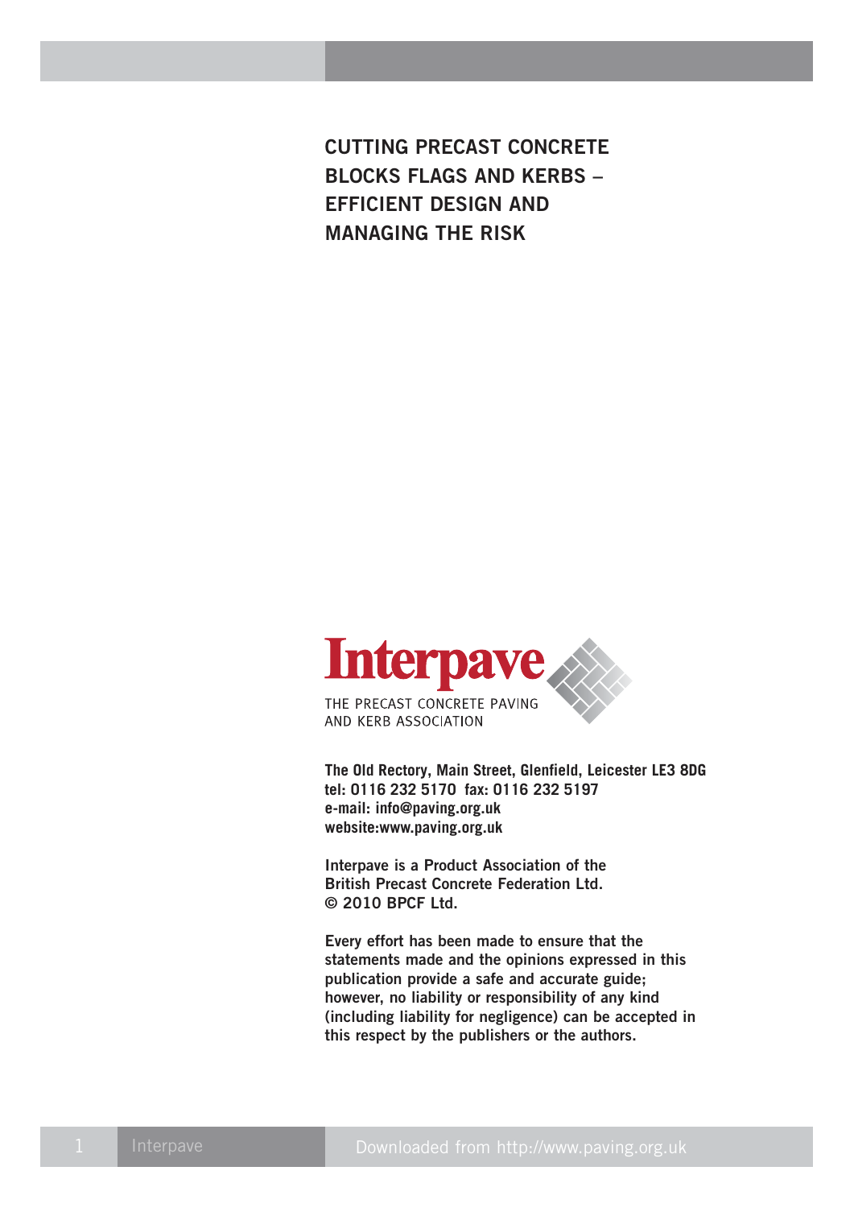# CUTTING PRECAST CONCRETE BLOCKS FLAGS AND KERBS – EFFICIENT DESIGN AND MANAGING THE RISK

**Interpave**

THE PRECAST CONCRETE PAVING AND KERB ASSOCIATION

**The Old Rectory, Main Street, Glenfield, Leicester LE3 8DG**
**tel: 0116 232 5170 fax: 0116 232 5197**
**e-mail: info@paving.org.uk**
**website:www.paving.org.uk**

**Interpave is a Product Association of the British Precast Concrete Federation Ltd.**
**© 2010 BPCF Ltd.**

**Every effort has been made to ensure that the statements made and the opinions expressed in this publication provide a safe and accurate guide; however, no liability or responsibility of any kind (including liability for negligence) can be accepted in this respect by the publishers or the authors.**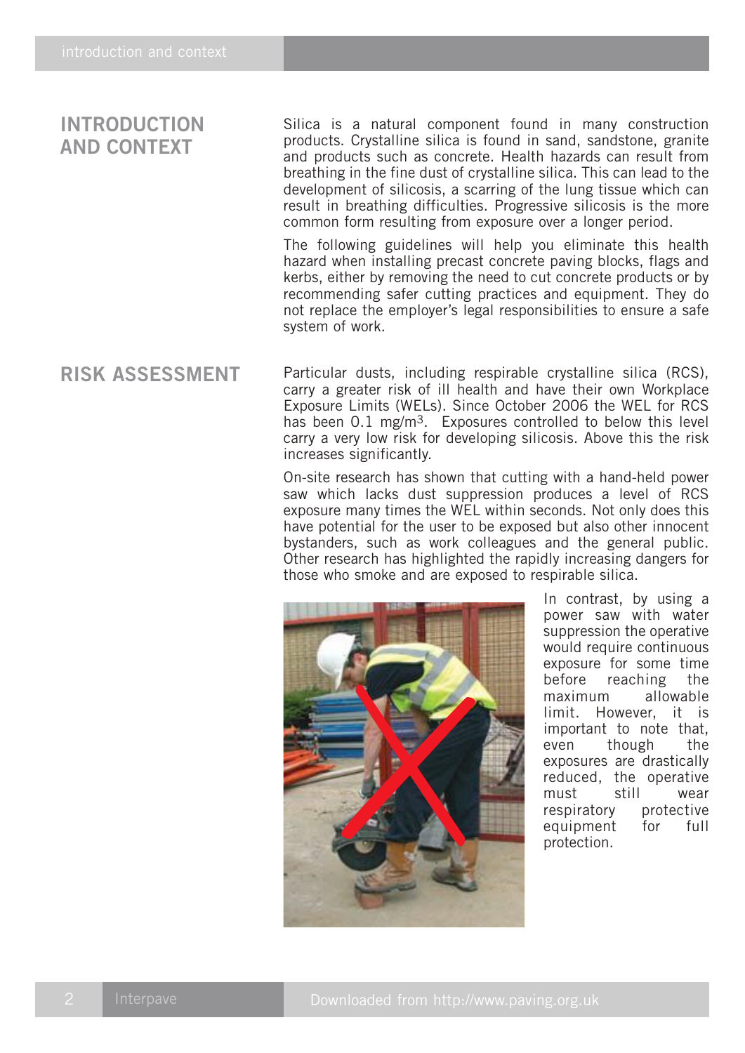## INTRODUCTION AND CONTEXT

Silica is a natural component found in many construction products. Crystalline silica is found in sand, sandstone, granite and products such as concrete. Health hazards can result from breathing in the fine dust of crystalline silica. This can lead to the development of silicosis, a scarring of the lung tissue which can result in breathing difficulties. Progressive silicosis is the more common form resulting from exposure over a longer period.

The following guidelines will help you eliminate this health hazard when installing precast concrete paving blocks, flags and kerbs, either by removing the need to cut concrete products or by recommending safer cutting practices and equipment. They do not replace the employer's legal responsibilities to ensure a safe system of work.

## RISK ASSESSMENT

Particular dusts, including respirable crystalline silica (RCS), carry a greater risk of ill health and have their own Workplace Exposure Limits (WELs). Since October 2006 the WEL for RCS has been 0.1 mg/m$^3$. Exposures controlled to below this level carry a very low risk for developing silicosis. Above this the risk increases significantly.

On-site research has shown that cutting with a hand-held power saw which lacks dust suppression produces a level of RCS exposure many times the WEL within seconds. Not only does this have potential for the user to be exposed but also other innocent bystanders, such as work colleagues and the general public. Other research has highlighted the rapidly increasing dangers for those who smoke and are exposed to respirable silica.

In contrast, by using a power saw with water suppression the operative would require continuous exposure for some time before reaching the maximum allowable limit. However, it is important to note that, even though the exposures are drastically reduced, the operative must still wear respiratory protective equipment for full protection.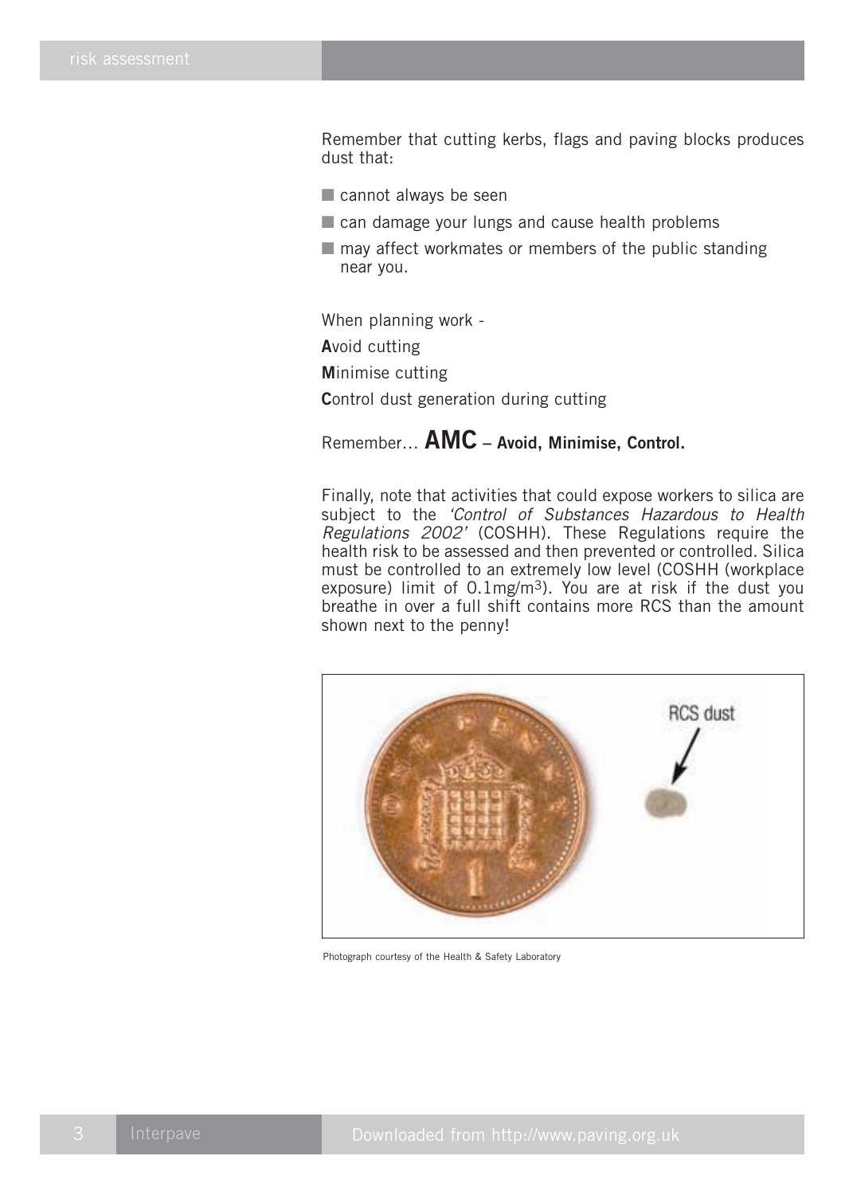Remember that cutting kerbs, flags and paving blocks produces dust that:

- cannot always be seen
- can damage your lungs and cause health problems
- may affect workmates or members of the public standing near you.

When planning work -

**A**void cutting

**M**inimise cutting

**C**ontrol dust generation during cutting

Remember… **AMC – Avoid, Minimise, Control.**

Finally, note that activities that could expose workers to silica are subject to the *'Control of Substances Hazardous to Health Regulations 2002'* (COSHH). These Regulations require the health risk to be assessed and then prevented or controlled. Silica must be controlled to an extremely low level (COSHH (workplace exposure) limit of $0.1mg/m^3$). You are at risk if the dust you breathe in over a full shift contains more RCS than the amount shown next to the penny!

Photograph courtesy of the Health & Safety Laboratory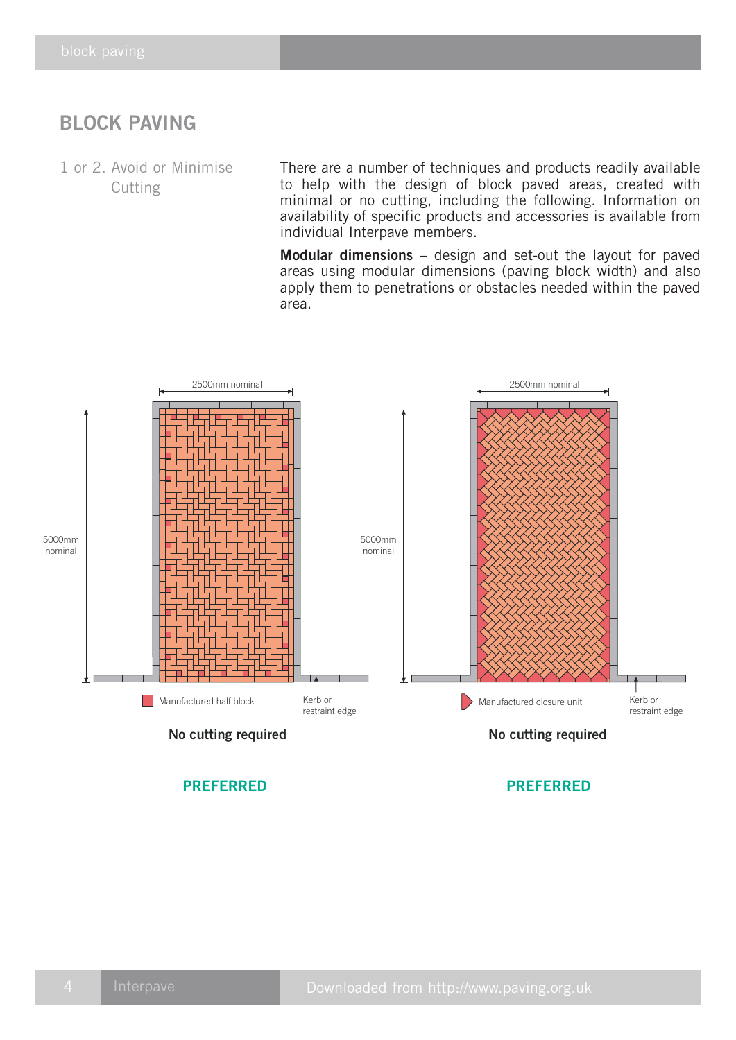# BLOCK PAVING

1 or 2. Avoid or Minimise Cutting

There are a number of techniques and products readily available to help with the design of block paved areas, created with minimal or no cutting, including the following. Information on availability of specific products and accessories is available from individual Interpave members.

**Modular dimensions** – design and set-out the layout for paved areas using modular dimensions (paving block width) and also apply them to penetrations or obstacles needed within the paved area.

2500mm nominal

5000mm nominal

Manufactured half block

Kerb or restraint edge

**No cutting required**

**PREFERRED**

2500mm nominal

5000mm nominal

Manufactured closure unit

Kerb or restraint edge

**No cutting required**

**PREFERRED**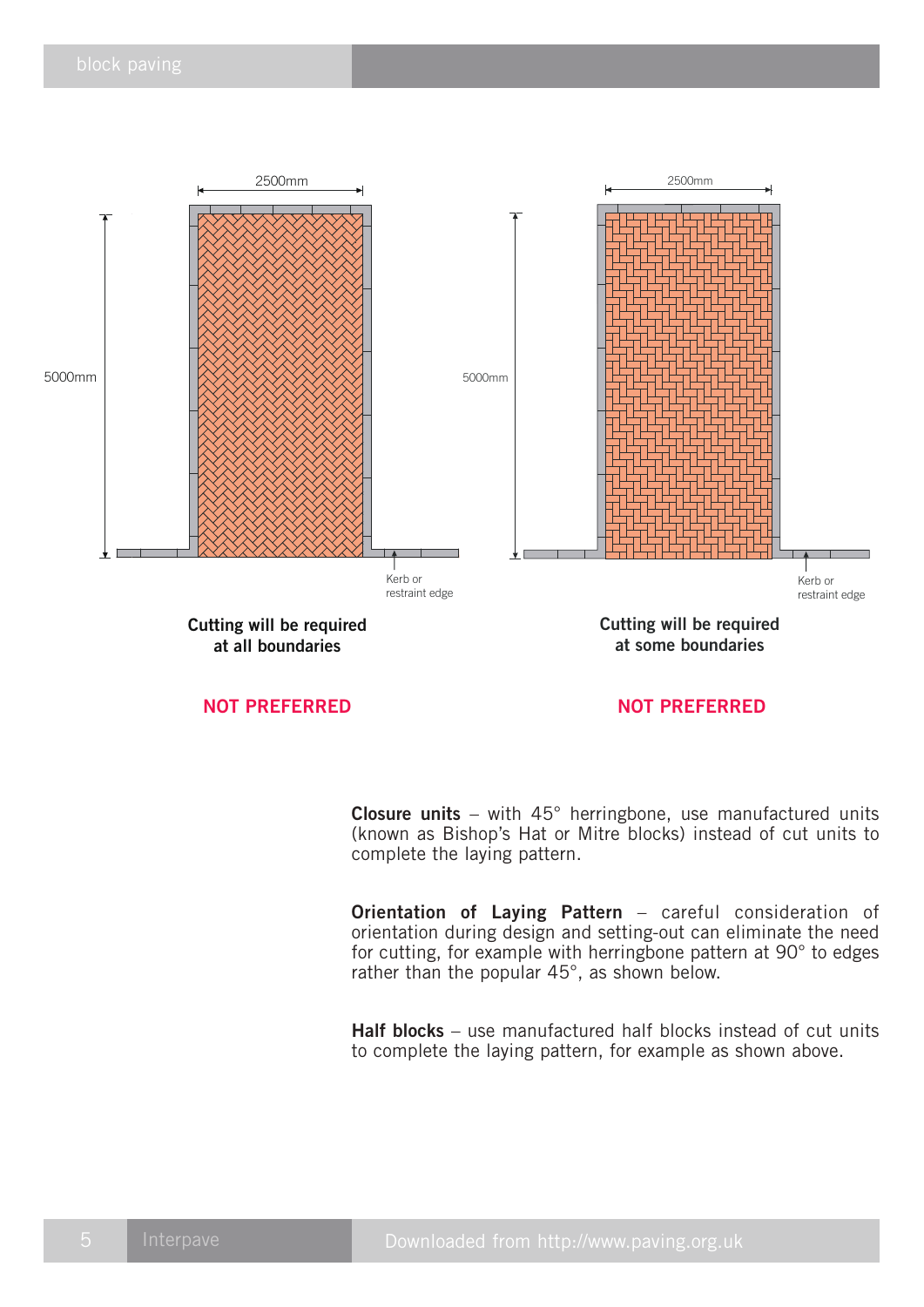2500mm

5000mm

Kerb or restraint edge

**Cutting will be required at all boundaries**

**NOT PREFERRED**

2500mm

5000mm

Kerb or restraint edge

**Cutting will be required at some boundaries**

**NOT PREFERRED**

**Closure units** – with 45° herringbone, use manufactured units (known as Bishop's Hat or Mitre blocks) instead of cut units to complete the laying pattern.

**Orientation of Laying Pattern** – careful consideration of orientation during design and setting-out can eliminate the need for cutting, for example with herringbone pattern at 90° to edges rather than the popular 45°, as shown below.

**Half blocks** – use manufactured half blocks instead of cut units to complete the laying pattern, for example as shown above.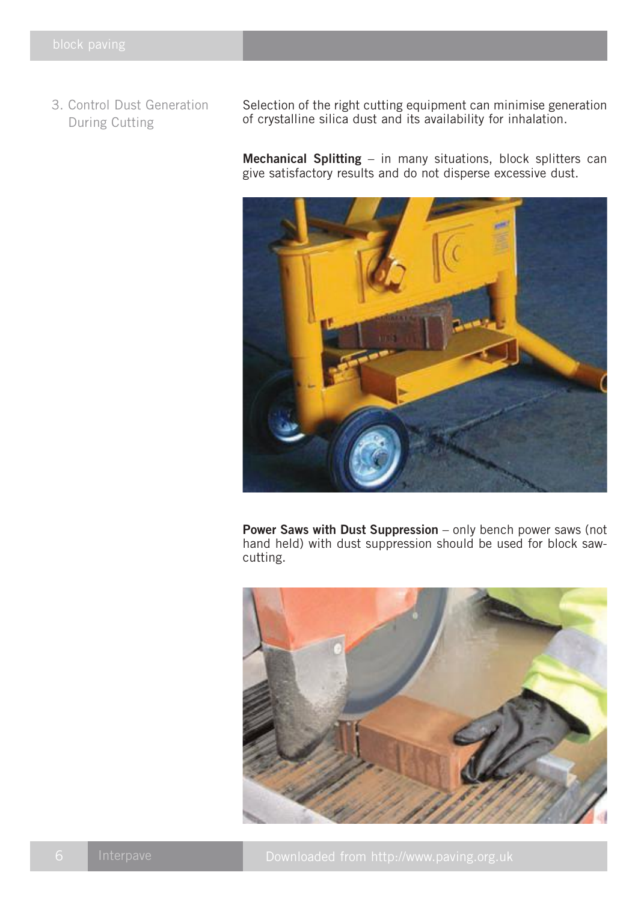## 3. Control Dust Generation During Cutting

Selection of the right cutting equipment can minimise generation of crystalline silica dust and its availability for inhalation.

**Mechanical Splitting** – in many situations, block splitters can give satisfactory results and do not disperse excessive dust.

**Power Saws with Dust Suppression** – only bench power saws (not hand held) with dust suppression should be used for block saw-cutting.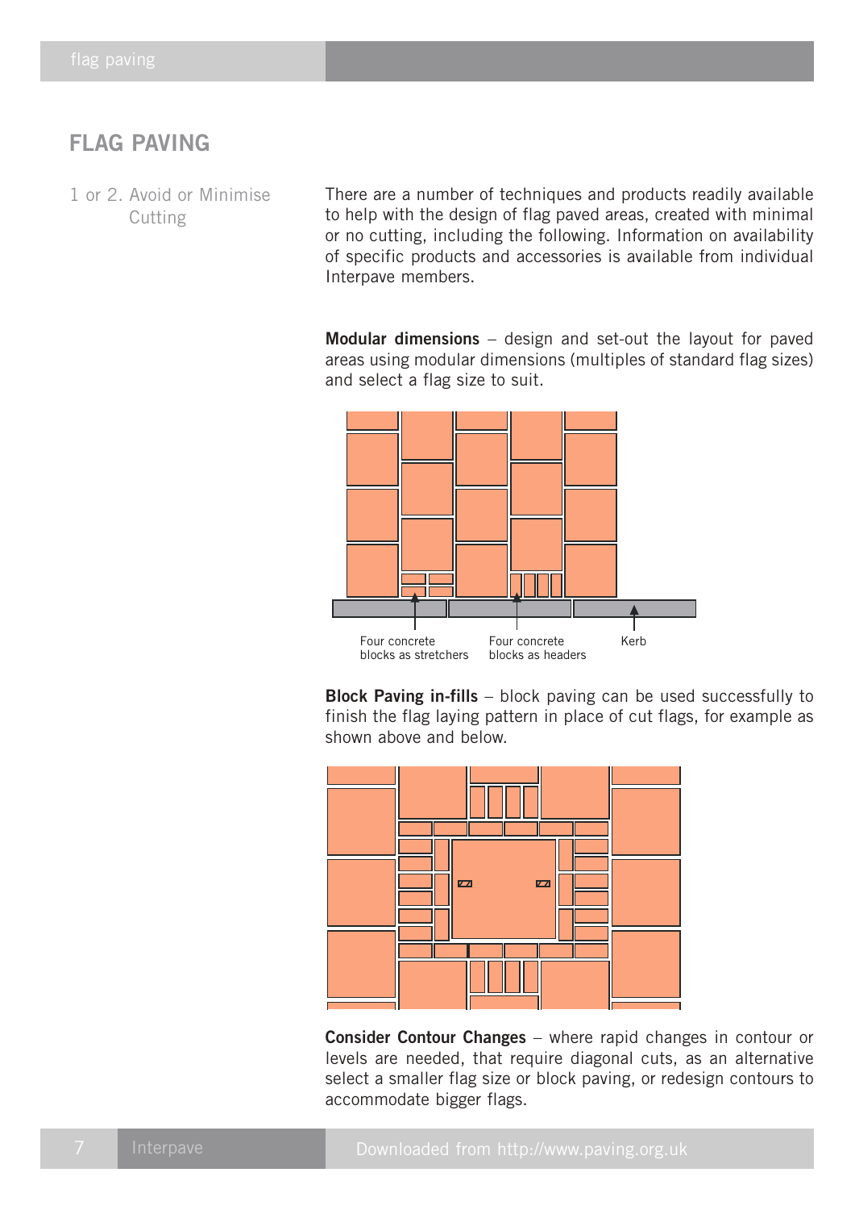# FLAG PAVING

## 1 or 2. Avoid or Minimise Cutting

There are a number of techniques and products readily available to help with the design of flag paved areas, created with minimal or no cutting, including the following. Information on availability of specific products and accessories is available from individual Interpave members.

**Modular dimensions** – design and set-out the layout for paved areas using modular dimensions (multiples of standard flag sizes) and select a flag size to suit.

Four concrete blocks as stretchers

Four concrete blocks as headers

Kerb

**Block Paving in-fills** – block paving can be used successfully to finish the flag laying pattern in place of cut flags, for example as shown above and below.

**Consider Contour Changes** – where rapid changes in contour or levels are needed, that require diagonal cuts, as an alternative select a smaller flag size or block paving, or redesign contours to accommodate bigger flags.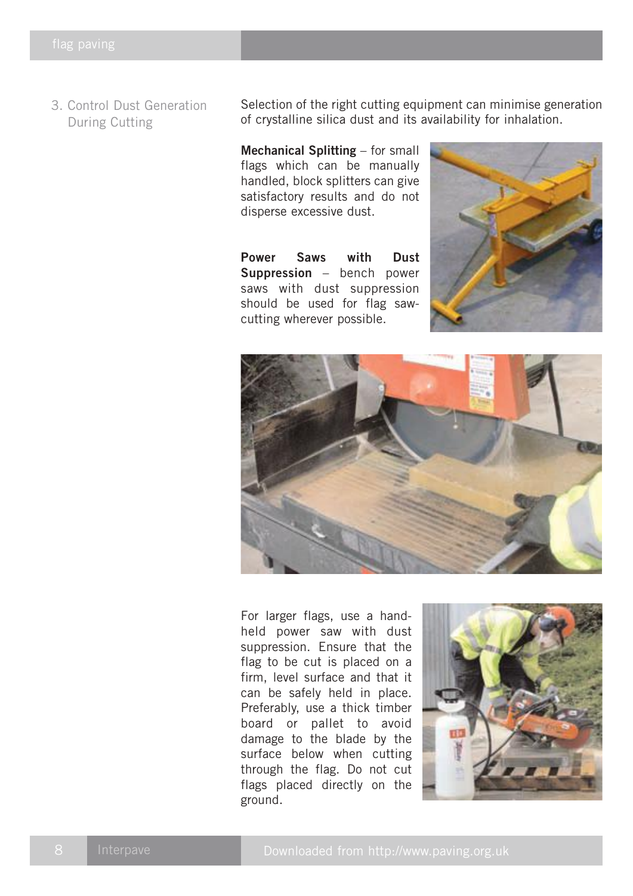## 3. Control Dust Generation During Cutting

Selection of the right cutting equipment can minimise generation of crystalline silica dust and its availability for inhalation.

**Mechanical Splitting** – for small flags which can be manually handled, block splitters can give satisfactory results and do not disperse excessive dust.

**Power Saws with Dust Suppression** – bench power saws with dust suppression should be used for flag saw-cutting wherever possible.

For larger flags, use a hand-held power saw with dust suppression. Ensure that the flag to be cut is placed on a firm, level surface and that it can be safely held in place. Preferably, use a thick timber board or pallet to avoid damage to the blade by the surface below when cutting through the flag. Do not cut flags placed directly on the ground.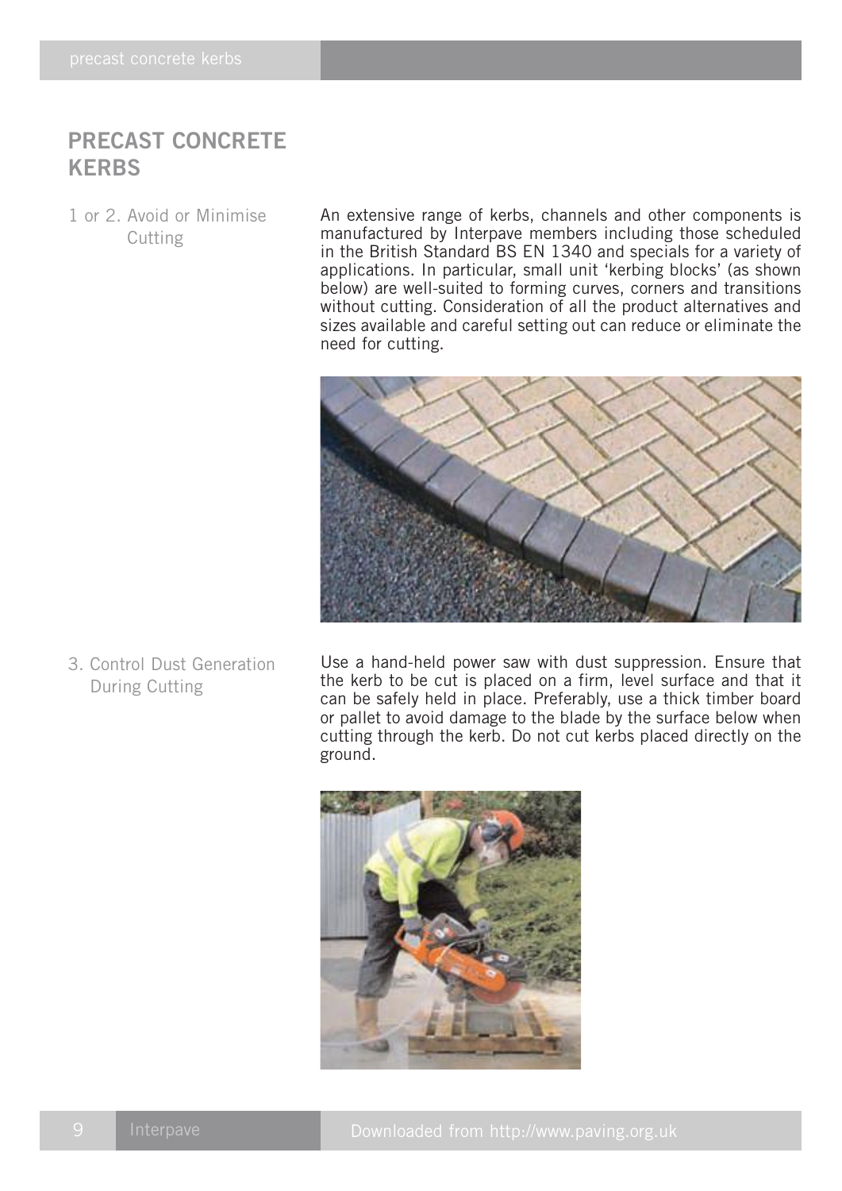## PRECAST CONCRETE KERBS

1 or 2. Avoid or Minimise Cutting

An extensive range of kerbs, channels and other components is manufactured by Interpave members including those scheduled in the British Standard BS EN 1340 and specials for a variety of applications. In particular, small unit 'kerbing blocks' (as shown below) are well-suited to forming curves, corners and transitions without cutting. Consideration of all the product alternatives and sizes available and careful setting out can reduce or eliminate the need for cutting.

3. Control Dust Generation During Cutting

Use a hand-held power saw with dust suppression. Ensure that the kerb to be cut is placed on a firm, level surface and that it can be safely held in place. Preferably, use a thick timber board or pallet to avoid damage to the blade by the surface below when cutting through the kerb. Do not cut kerbs placed directly on the ground.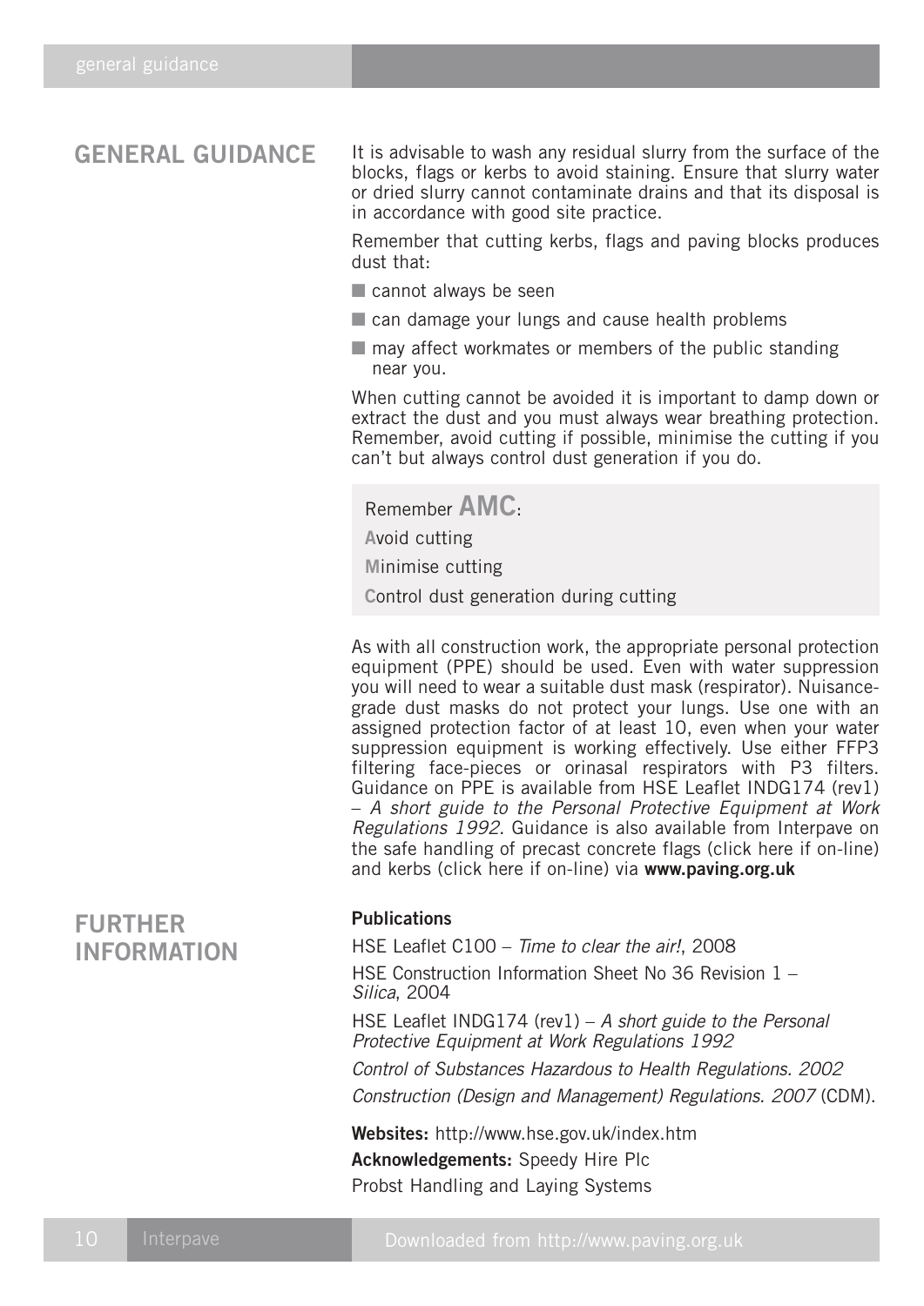## GENERAL GUIDANCE

It is advisable to wash any residual slurry from the surface of the blocks, flags or kerbs to avoid staining. Ensure that slurry water or dried slurry cannot contaminate drains and that its disposal is in accordance with good site practice.

Remember that cutting kerbs, flags and paving blocks produces dust that:

- cannot always be seen
- can damage your lungs and cause health problems
- may affect workmates or members of the public standing near you.

When cutting cannot be avoided it is important to damp down or extract the dust and you must always wear breathing protection. Remember, avoid cutting if possible, minimise the cutting if you can't but always control dust generation if you do.

Remember **AMC**:

**A**void cutting

**M**inimise cutting

**C**ontrol dust generation during cutting

As with all construction work, the appropriate personal protection equipment (PPE) should be used. Even with water suppression you will need to wear a suitable dust mask (respirator). Nuisance-grade dust masks do not protect your lungs. Use one with an assigned protection factor of at least 10, even when your water suppression equipment is working effectively. Use either FFP3 filtering face-pieces or orinasal respirators with P3 filters. Guidance on PPE is available from HSE Leaflet INDG174 (rev1) – *A short guide to the Personal Protective Equipment at Work Regulations 1992*. Guidance is also available from Interpave on the safe handling of precast concrete flags (click here if on-line) and kerbs (click here if on-line) via **www.paving.org.uk**

## FURTHER INFORMATION

**Publications**

HSE Leaflet C100 – *Time to clear the air!*, 2008

HSE Construction Information Sheet No 36 Revision 1 – *Silica*, 2004

HSE Leaflet INDG174 (rev1) – *A short guide to the Personal Protective Equipment at Work Regulations 1992*

*Control of Substances Hazardous to Health Regulations. 2002*

*Construction (Design and Management) Regulations. 2007* (CDM).

**Websites:** http://www.hse.gov.uk/index.htm

**Acknowledgements:** Speedy Hire Plc

Probst Handling and Laying Systems